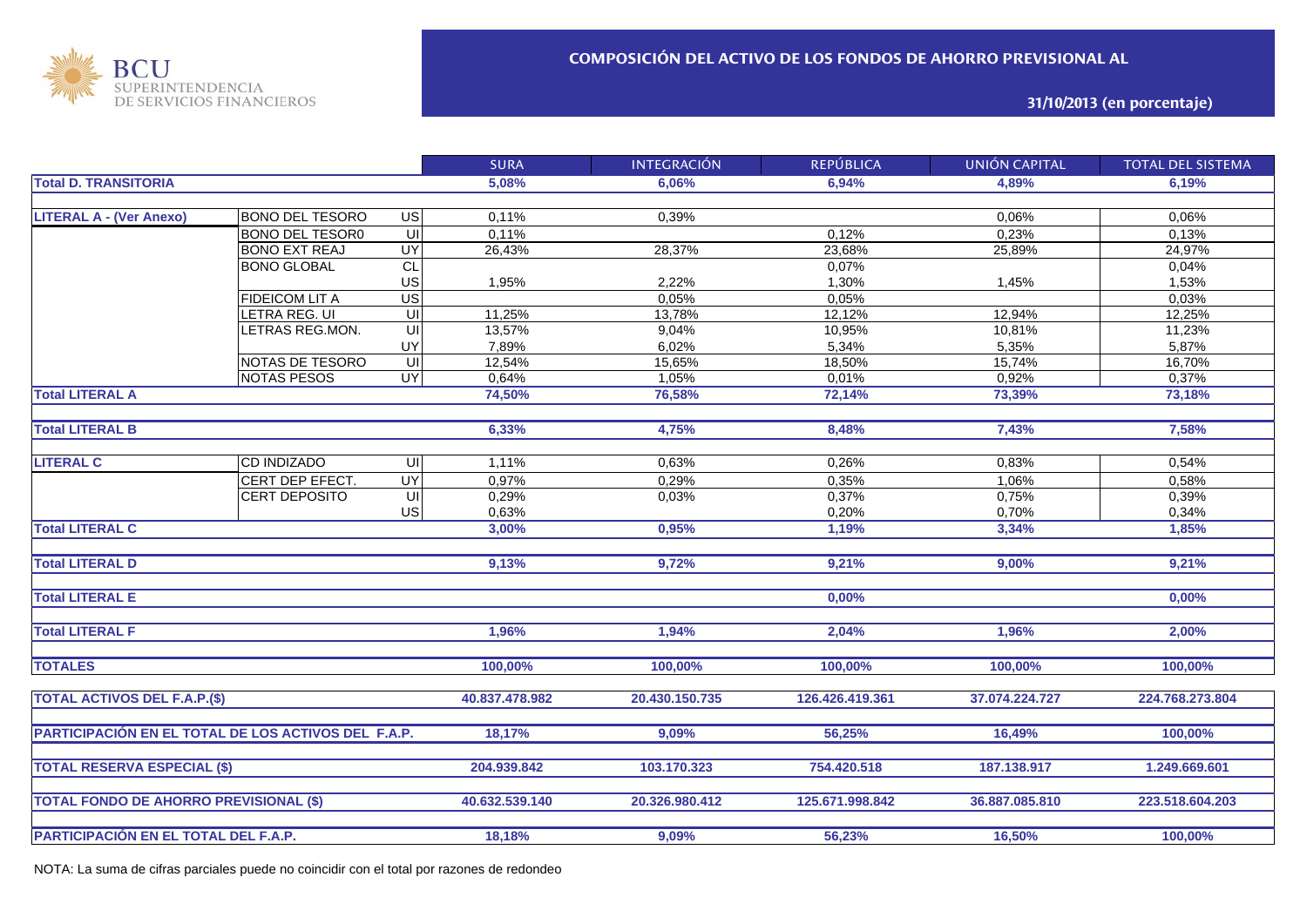BCU SUPERINTENDENCIA DE SERVICIOS FINANCIEROS

# COMPOSICIÓN DEL ACTIVO DE LOS FONDOS DE AHORRO PREVISIONAL AL

## 31/10/2013 (en porcentaje)

| | | | SURA | INTEGRACIÓN | REPÚBLICA | UNIÓN CAPITAL | TOTAL DEL SISTEMA |
|---|---|---|---|---|---|---|---|
| **Total D. TRANSITORIA** | | | **5,08%** | **6,06%** | **6,94%** | **4,89%** | **6,19%** |
| **LITERAL A - (Ver Anexo)** | BONO DEL TESORO | US | 0,11% | 0,39% | | 0,06% | 0,06% |
| | BONO DEL TESOR0 | UI | 0,11% | | 0,12% | 0,23% | 0,13% |
| | BONO EXT REAJ | UY | 26,43% | 28,37% | 23,68% | 25,89% | 24,97% |
| | BONO GLOBAL | CL | | | 0,07% | | 0,04% |
| | | US | 1,95% | 2,22% | 1,30% | 1,45% | 1,53% |
| | FIDEICOM LIT A | US | | 0,05% | 0,05% | | 0,03% |
| | LETRA REG. UI | UI | 11,25% | 13,78% | 12,12% | 12,94% | 12,25% |
| | LETRAS REG.MON. | UI | 13,57% | 9,04% | 10,95% | 10,81% | 11,23% |
| | | UY | 7,89% | 6,02% | 5,34% | 5,35% | 5,87% |
| | NOTAS DE TESORO | UI | 12,54% | 15,65% | 18,50% | 15,74% | 16,70% |
| | NOTAS PESOS | UY | 0,64% | 1,05% | 0,01% | 0,92% | 0,37% |
| **Total LITERAL A** | | | **74,50%** | **76,58%** | **72,14%** | **73,39%** | **73,18%** |
| **Total LITERAL B** | | | **6,33%** | **4,75%** | **8,48%** | **7,43%** | **7,58%** |
| **LITERAL C** | CD INDIZADO | UI | 1,11% | 0,63% | 0,26% | 0,83% | 0,54% |
| | CERT DEP EFECT. | UY | 0,97% | 0,29% | 0,35% | 1,06% | 0,58% |
| | CERT DEPOSITO | UI | 0,29% | 0,03% | 0,37% | 0,75% | 0,39% |
| | | US | 0,63% | | 0,20% | 0,70% | 0,34% |
| **Total LITERAL C** | | | **3,00%** | **0,95%** | **1,19%** | **3,34%** | **1,85%** |
| **Total LITERAL D** | | | **9,13%** | **9,72%** | **9,21%** | **9,00%** | **9,21%** |
| **Total LITERAL E** | | | | | **0,00%** | | **0,00%** |
| **Total LITERAL F** | | | **1,96%** | **1,94%** | **2,04%** | **1,96%** | **2,00%** |
| **TOTALES** | | | **100,00%** | **100,00%** | **100,00%** | **100,00%** | **100,00%** |
| **TOTAL ACTIVOS DEL F.A.P.($)** | | | **40.837.478.982** | **20.430.150.735** | **126.426.419.361** | **37.074.224.727** | **224.768.273.804** |
| **PARTICIPACIÓN EN EL TOTAL DE LOS ACTIVOS DEL F.A.P.** | | | **18,17%** | **9,09%** | **56,25%** | **16,49%** | **100,00%** |
| **TOTAL RESERVA ESPECIAL ($)** | | | **204.939.842** | **103.170.323** | **754.420.518** | **187.138.917** | **1.249.669.601** |
| **TOTAL FONDO DE AHORRO PREVISIONAL ($)** | | | **40.632.539.140** | **20.326.980.412** | **125.671.998.842** | **36.887.085.810** | **223.518.604.203** |
| **PARTICIPACIÓN EN EL TOTAL DEL F.A.P.** | | | **18,18%** | **9,09%** | **56,23%** | **16,50%** | **100,00%** |

NOTA: La suma de cifras parciales puede no coincidir con el total por razones de redondeo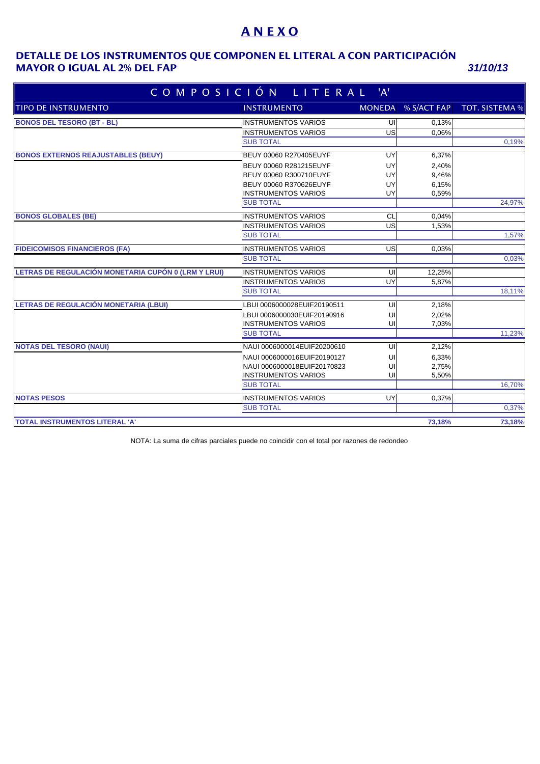# ANEXO

## DETALLE DE LOS INSTRUMENTOS QUE COMPONEN EL LITERAL A CON PARTICIPACIÓN MAYOR O IGUAL AL 2% DEL FAP

*31/10/13*

| COMPOSICIÓN LITERAL 'A' | | | | |
|---|---|---|---|---|
| **TIPO DE INSTRUMENTO** | **INSTRUMENTO** | **MONEDA** | **% S/ACT FAP** | **TOT. SISTEMA %** |
| **BONOS DEL TESORO (BT - BL)** | INSTRUMENTOS VARIOS | UI | 0,13% | |
| | INSTRUMENTOS VARIOS | US | 0,06% | |
| | SUB TOTAL | | | 0,19% |
| **BONOS EXTERNOS REAJUSTABLES (BEUY)** | BEUY 00060 R270405EUYF | UY | 6,37% | |
| | BEUY 00060 R281215EUYF | UY | 2,40% | |
| | BEUY 00060 R300710EUYF | UY | 9,46% | |
| | BEUY 00060 R370626EUYF | UY | 6,15% | |
| | INSTRUMENTOS VARIOS | UY | 0,59% | |
| | SUB TOTAL | | | 24,97% |
| **BONOS GLOBALES (BE)** | INSTRUMENTOS VARIOS | CL | 0,04% | |
| | INSTRUMENTOS VARIOS | US | 1,53% | |
| | SUB TOTAL | | | 1,57% |
| **FIDEICOMISOS FINANCIEROS (FA)** | INSTRUMENTOS VARIOS | US | 0,03% | |
| | SUB TOTAL | | | 0,03% |
| **LETRAS DE REGULACIÓN MONETARIA CUPÓN 0 (LRM Y LRUI)** | INSTRUMENTOS VARIOS | UI | 12,25% | |
| | INSTRUMENTOS VARIOS | UY | 5,87% | |
| | SUB TOTAL | | | 18,11% |
| **LETRAS DE REGULACIÓN MONETARIA (LBUI)** | LBUI 0006000028EUIF20190511 | UI | 2,18% | |
| | LBUI 0006000030EUIF20190916 | UI | 2,02% | |
| | INSTRUMENTOS VARIOS | UI | 7,03% | |
| | SUB TOTAL | | | 11,23% |
| **NOTAS DEL TESORO (NAUI)** | NAUI 0006000014EUIF20200610 | UI | 2,12% | |
| | NAUI 0006000016EUIF20190127 | UI | 6,33% | |
| | NAUI 0006000018EUIF20170823 | UI | 2,75% | |
| | INSTRUMENTOS VARIOS | UI | 5,50% | |
| | SUB TOTAL | | | 16,70% |
| **NOTAS PESOS** | INSTRUMENTOS VARIOS | UY | 0,37% | |
| | SUB TOTAL | | | 0,37% |
| **TOTAL INSTRUMENTOS LITERAL 'A'** | | | **73,18%** | **73,18%** |

NOTA: La suma de cifras parciales puede no coincidir con el total por razones de redondeo